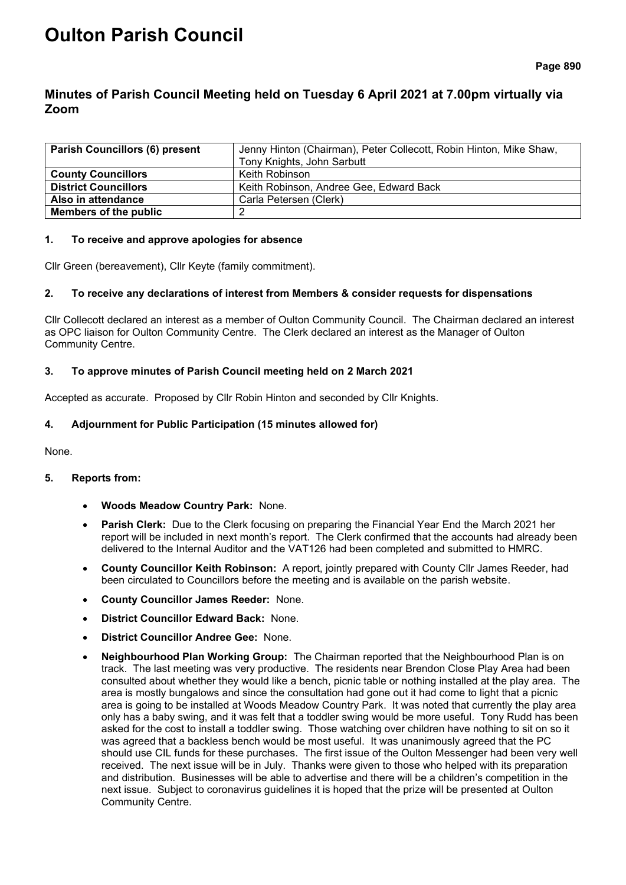# Oulton Parish Council

## Minutes of Parish Council Meeting held on Tuesday 6 April 2021 at 7.00pm virtually via Zoom

| **Parish Councillors (6) present** | Jenny Hinton (Chairman), Peter Collecott, Robin Hinton, Mike Shaw, Tony Knights, John Sarbutt |
|---|---|
| **County Councillors** | Keith Robinson |
| **District Councillors** | Keith Robinson, Andree Gee, Edward Back |
| **Also in attendance** | Carla Petersen (Clerk) |
| **Members of the public** | 2 |

### 1. To receive and approve apologies for absence

Cllr Green (bereavement), Cllr Keyte (family commitment).

### 2. To receive any declarations of interest from Members & consider requests for dispensations

Cllr Collecott declared an interest as a member of Oulton Community Council. The Chairman declared an interest as OPC liaison for Oulton Community Centre. The Clerk declared an interest as the Manager of Oulton Community Centre.

### 3. To approve minutes of Parish Council meeting held on 2 March 2021

Accepted as accurate. Proposed by Cllr Robin Hinton and seconded by Cllr Knights.

### 4. Adjournment for Public Participation (15 minutes allowed for)

None.

### 5. Reports from:

- **Woods Meadow Country Park:** None.
- **Parish Clerk:** Due to the Clerk focusing on preparing the Financial Year End the March 2021 her report will be included in next month's report. The Clerk confirmed that the accounts had already been delivered to the Internal Auditor and the VAT126 had been completed and submitted to HMRC.
- **County Councillor Keith Robinson:** A report, jointly prepared with County Cllr James Reeder, had been circulated to Councillors before the meeting and is available on the parish website.
- **County Councillor James Reeder:** None.
- **District Councillor Edward Back:** None.
- **District Councillor Andree Gee:** None.
- **Neighbourhood Plan Working Group:** The Chairman reported that the Neighbourhood Plan is on track. The last meeting was very productive. The residents near Brendon Close Play Area had been consulted about whether they would like a bench, picnic table or nothing installed at the play area. The area is mostly bungalows and since the consultation had gone out it had come to light that a picnic area is going to be installed at Woods Meadow Country Park. It was noted that currently the play area only has a baby swing, and it was felt that a toddler swing would be more useful. Tony Rudd has been asked for the cost to install a toddler swing. Those watching over children have nothing to sit on so it was agreed that a backless bench would be most useful. It was unanimously agreed that the PC should use CIL funds for these purchases. The first issue of the Oulton Messenger had been very well received. The next issue will be in July. Thanks were given to those who helped with its preparation and distribution. Businesses will be able to advertise and there will be a children's competition in the next issue. Subject to coronavirus guidelines it is hoped that the prize will be presented at Oulton Community Centre.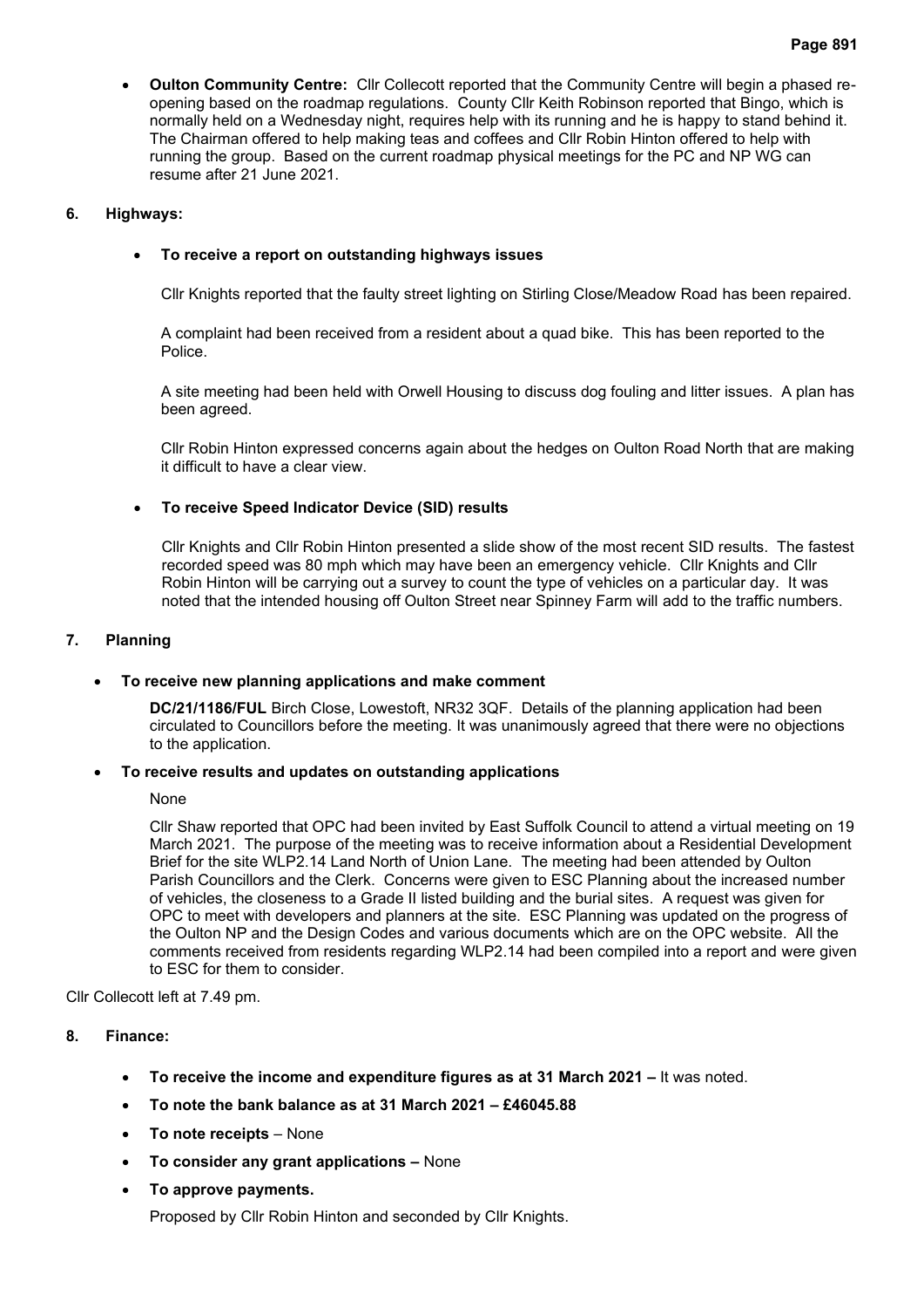- **Oulton Community Centre:** Cllr Collecott reported that the Community Centre will begin a phased re-opening based on the roadmap regulations. County Cllr Keith Robinson reported that Bingo, which is normally held on a Wednesday night, requires help with its running and he is happy to stand behind it. The Chairman offered to help making teas and coffees and Cllr Robin Hinton offered to help with running the group. Based on the current roadmap physical meetings for the PC and NP WG can resume after 21 June 2021.

**6. Highways:**

- **To receive a report on outstanding highways issues**

  Cllr Knights reported that the faulty street lighting on Stirling Close/Meadow Road has been repaired.

  A complaint had been received from a resident about a quad bike. This has been reported to the Police.

  A site meeting had been held with Orwell Housing to discuss dog fouling and litter issues. A plan has been agreed.

  Cllr Robin Hinton expressed concerns again about the hedges on Oulton Road North that are making it difficult to have a clear view.

- **To receive Speed Indicator Device (SID) results**

  Cllr Knights and Cllr Robin Hinton presented a slide show of the most recent SID results. The fastest recorded speed was 80 mph which may have been an emergency vehicle. Cllr Knights and Cllr Robin Hinton will be carrying out a survey to count the type of vehicles on a particular day. It was noted that the intended housing off Oulton Street near Spinney Farm will add to the traffic numbers.

**7. Planning**

- **To receive new planning applications and make comment**

  **DC/21/1186/FUL** Birch Close, Lowestoft, NR32 3QF. Details of the planning application had been circulated to Councillors before the meeting. It was unanimously agreed that there were no objections to the application.

- **To receive results and updates on outstanding applications**

  None

  Cllr Shaw reported that OPC had been invited by East Suffolk Council to attend a virtual meeting on 19 March 2021. The purpose of the meeting was to receive information about a Residential Development Brief for the site WLP2.14 Land North of Union Lane. The meeting had been attended by Oulton Parish Councillors and the Clerk. Concerns were given to ESC Planning about the increased number of vehicles, the closeness to a Grade II listed building and the burial sites. A request was given for OPC to meet with developers and planners at the site. ESC Planning was updated on the progress of the Oulton NP and the Design Codes and various documents which are on the OPC website. All the comments received from residents regarding WLP2.14 had been compiled into a report and were given to ESC for them to consider.

Cllr Collecott left at 7.49 pm.

**8. Finance:**

- **To receive the income and expenditure figures as at 31 March 2021 –** It was noted.
- **To note the bank balance as at 31 March 2021 – £46045.88**
- **To note receipts** – None
- **To consider any grant applications –** None
- **To approve payments.**

  Proposed by Cllr Robin Hinton and seconded by Cllr Knights.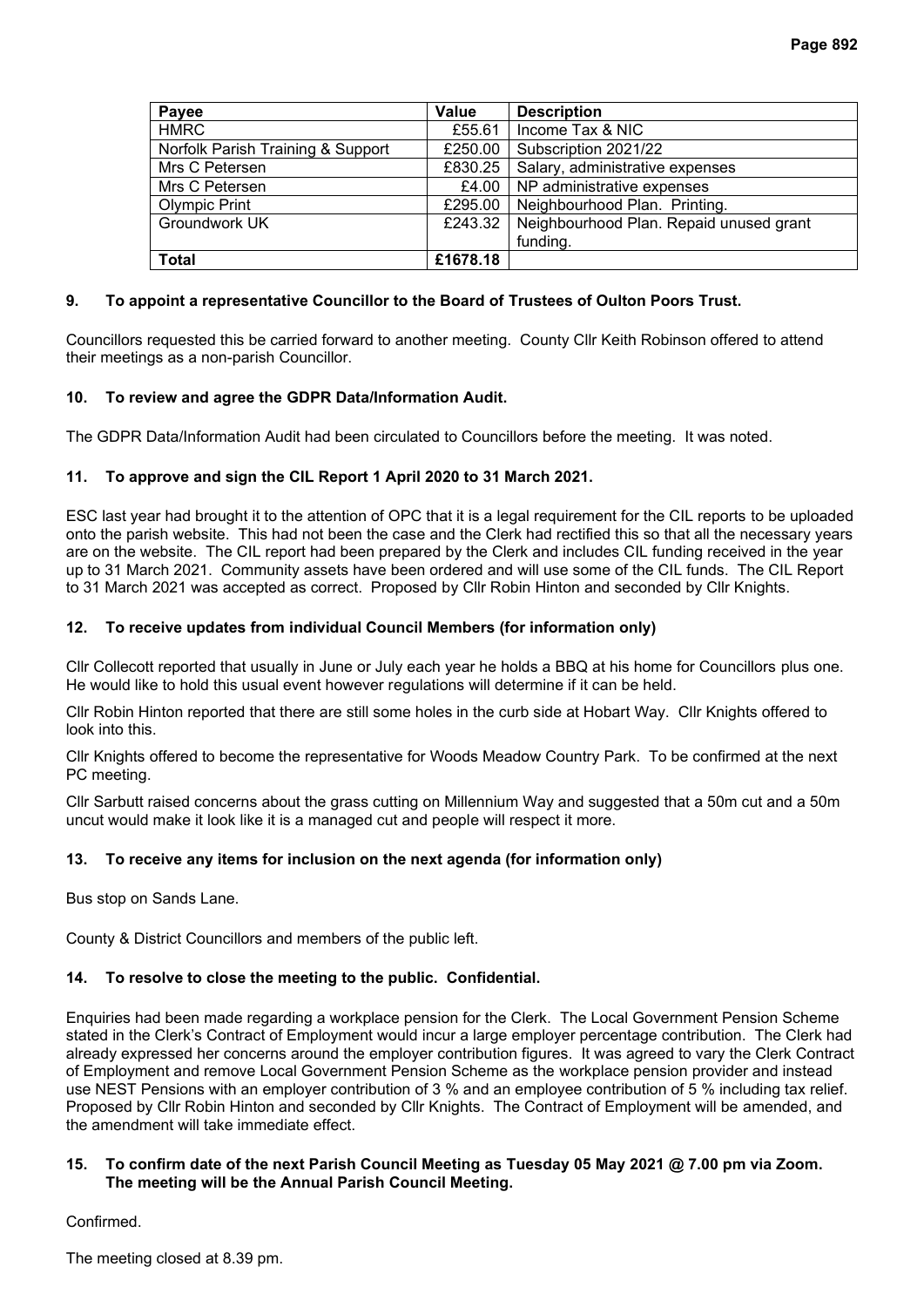| Payee | Value | Description |
| --- | --- | --- |
| HMRC | £55.61 | Income Tax & NIC |
| Norfolk Parish Training & Support | £250.00 | Subscription 2021/22 |
| Mrs C Petersen | £830.25 | Salary, administrative expenses |
| Mrs C Petersen | £4.00 | NP administrative expenses |
| Olympic Print | £295.00 | Neighbourhood Plan. Printing. |
| Groundwork UK | £243.32 | Neighbourhood Plan. Repaid unused grant funding. |
| **Total** | **£1678.18** | |

### 9. To appoint a representative Councillor to the Board of Trustees of Oulton Poors Trust.

Councillors requested this be carried forward to another meeting. County Cllr Keith Robinson offered to attend their meetings as a non-parish Councillor.

### 10. To review and agree the GDPR Data/Information Audit.

The GDPR Data/Information Audit had been circulated to Councillors before the meeting. It was noted.

### 11. To approve and sign the CIL Report 1 April 2020 to 31 March 2021.

ESC last year had brought it to the attention of OPC that it is a legal requirement for the CIL reports to be uploaded onto the parish website. This had not been the case and the Clerk had rectified this so that all the necessary years are on the website. The CIL report had been prepared by the Clerk and includes CIL funding received in the year up to 31 March 2021. Community assets have been ordered and will use some of the CIL funds. The CIL Report to 31 March 2021 was accepted as correct. Proposed by Cllr Robin Hinton and seconded by Cllr Knights.

### 12. To receive updates from individual Council Members (for information only)

Cllr Collecott reported that usually in June or July each year he holds a BBQ at his home for Councillors plus one. He would like to hold this usual event however regulations will determine if it can be held.

Cllr Robin Hinton reported that there are still some holes in the curb side at Hobart Way. Cllr Knights offered to look into this.

Cllr Knights offered to become the representative for Woods Meadow Country Park. To be confirmed at the next PC meeting.

Cllr Sarbutt raised concerns about the grass cutting on Millennium Way and suggested that a 50m cut and a 50m uncut would make it look like it is a managed cut and people will respect it more.

### 13. To receive any items for inclusion on the next agenda (for information only)

Bus stop on Sands Lane.

County & District Councillors and members of the public left.

### 14. To resolve to close the meeting to the public. Confidential.

Enquiries had been made regarding a workplace pension for the Clerk. The Local Government Pension Scheme stated in the Clerk's Contract of Employment would incur a large employer percentage contribution. The Clerk had already expressed her concerns around the employer contribution figures. It was agreed to vary the Clerk Contract of Employment and remove Local Government Pension Scheme as the workplace pension provider and instead use NEST Pensions with an employer contribution of 3 % and an employee contribution of 5 % including tax relief. Proposed by Cllr Robin Hinton and seconded by Cllr Knights. The Contract of Employment will be amended, and the amendment will take immediate effect.

### 15. To confirm date of the next Parish Council Meeting as Tuesday 05 May 2021 @ 7.00 pm via Zoom. The meeting will be the Annual Parish Council Meeting.

Confirmed.

The meeting closed at 8.39 pm.